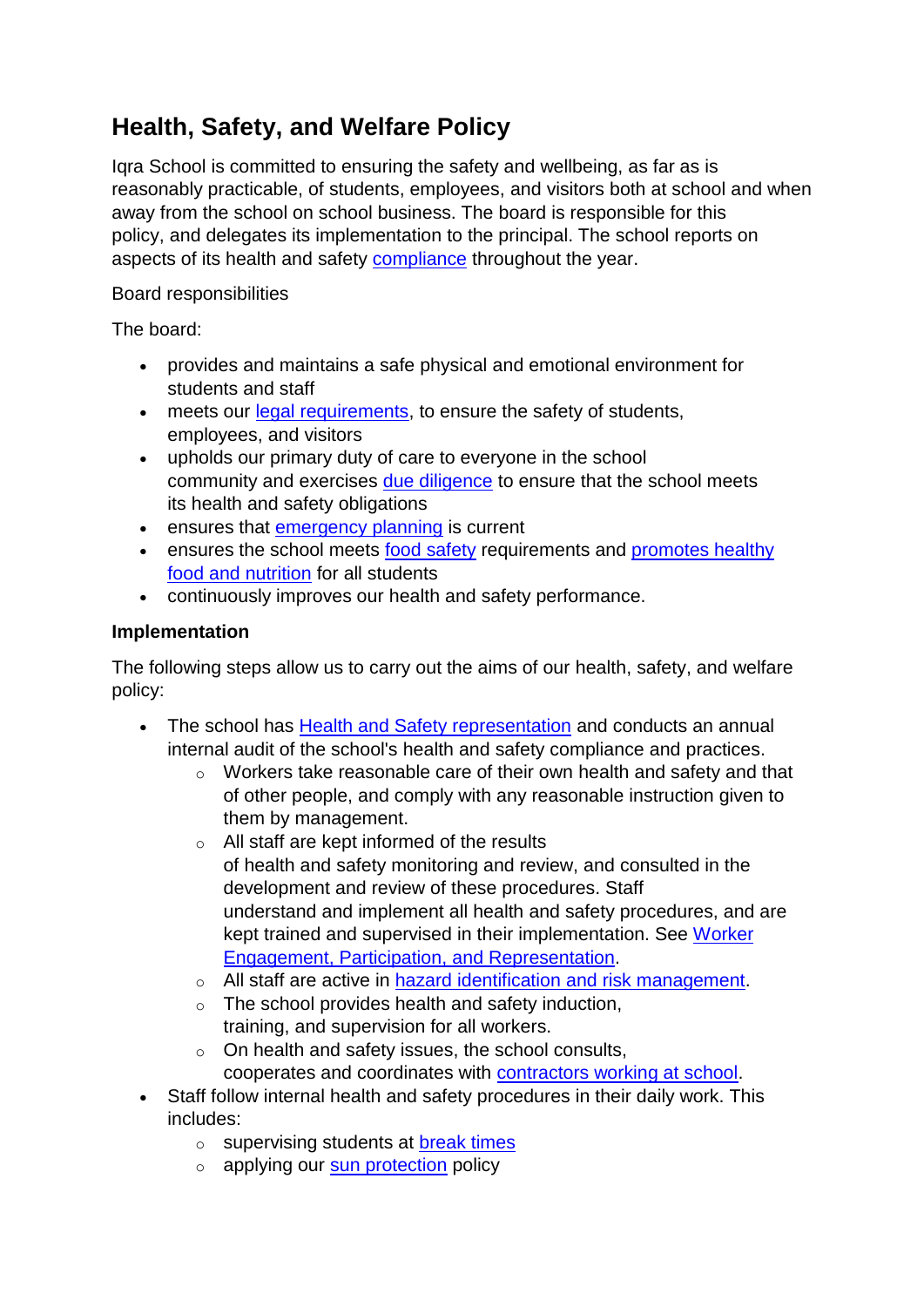# Health, Safety, and Welfare Policy

Iqra School is committed to ensuring the safety and wellbeing, as far as is reasonably practicable, of students, employees, and visitors both at school and when away from the school on school business. The board is responsible for this policy, and delegates its implementation to the principal. The school reports on aspects of its health and safety compliance throughout the year.

Board responsibilities

The board:

- provides and maintains a safe physical and emotional environment for students and staff
- meets our legal requirements, to ensure the safety of students, employees, and visitors
- upholds our primary duty of care to everyone in the school community and exercises due diligence to ensure that the school meets its health and safety obligations
- ensures that emergency planning is current
- ensures the school meets food safety requirements and promotes healthy food and nutrition for all students
- continuously improves our health and safety performance.

**Implementation**

The following steps allow us to carry out the aims of our health, safety, and welfare policy:

- The school has Health and Safety representation and conducts an annual internal audit of the school's health and safety compliance and practices.
  - Workers take reasonable care of their own health and safety and that of other people, and comply with any reasonable instruction given to them by management.
  - All staff are kept informed of the results of health and safety monitoring and review, and consulted in the development and review of these procedures. Staff understand and implement all health and safety procedures, and are kept trained and supervised in their implementation. See Worker Engagement, Participation, and Representation.
  - All staff are active in hazard identification and risk management.
  - The school provides health and safety induction, training, and supervision for all workers.
  - On health and safety issues, the school consults, cooperates and coordinates with contractors working at school.
- Staff follow internal health and safety procedures in their daily work. This includes:
  - supervising students at break times
  - applying our sun protection policy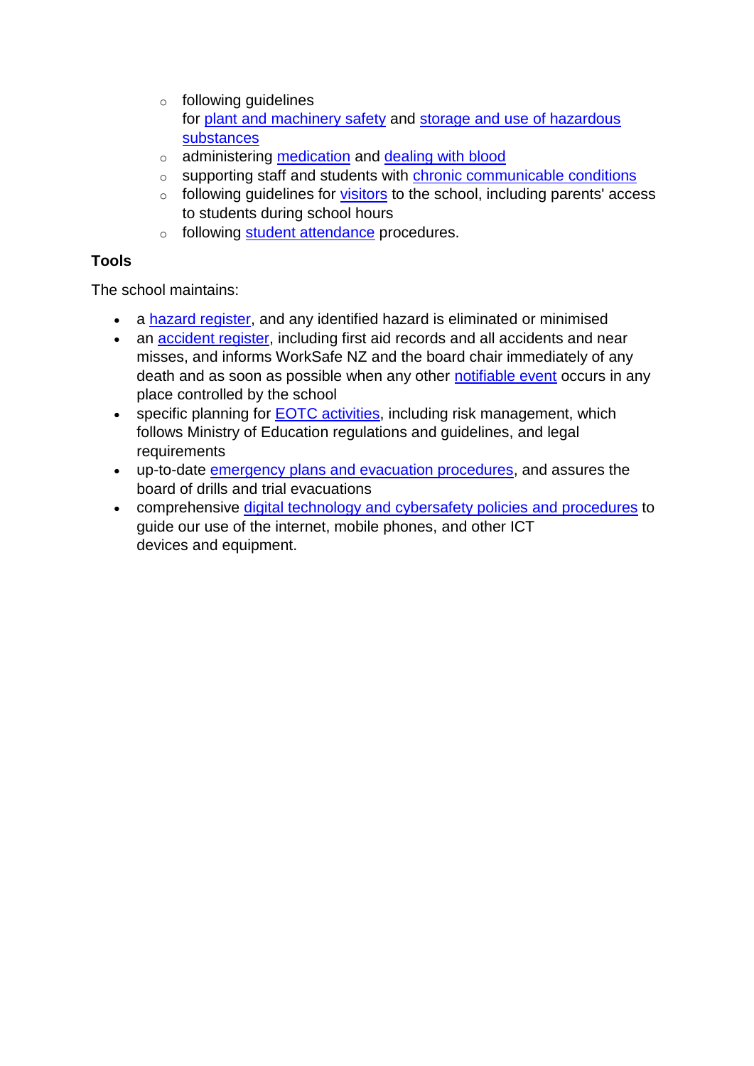- following guidelines for plant and machinery safety and storage and use of hazardous substances
    - administering medication and dealing with blood
    - supporting staff and students with chronic communicable conditions
    - following guidelines for visitors to the school, including parents' access to students during school hours
    - following student attendance procedures.

**Tools**

The school maintains:

- a hazard register, and any identified hazard is eliminated or minimised
- an accident register, including first aid records and all accidents and near misses, and informs WorkSafe NZ and the board chair immediately of any death and as soon as possible when any other notifiable event occurs in any place controlled by the school
- specific planning for EOTC activities, including risk management, which follows Ministry of Education regulations and guidelines, and legal requirements
- up-to-date emergency plans and evacuation procedures, and assures the board of drills and trial evacuations
- comprehensive digital technology and cybersafety policies and procedures to guide our use of the internet, mobile phones, and other ICT devices and equipment.